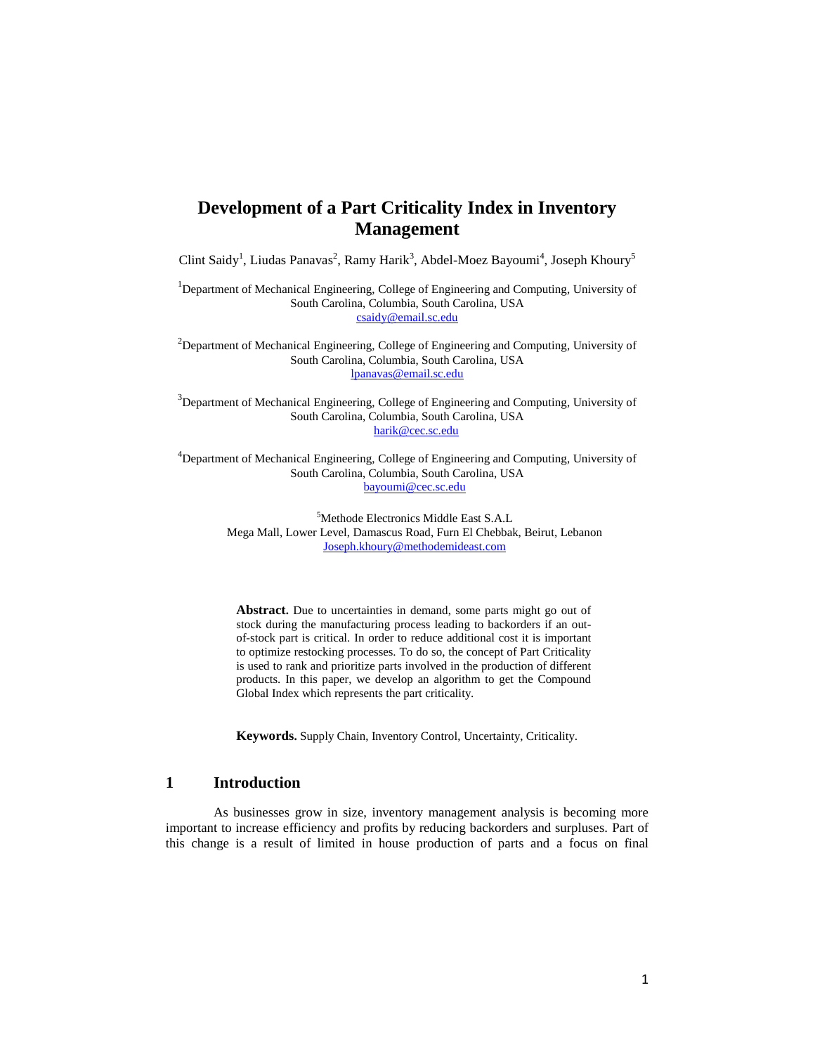# Development of a Part Criticality Index in Inventory Management

Clint Saidy[1], Liudas Panavas[2], Ramy Harik[3], Abdel-Moez Bayoumi[4], Joseph Khoury[5]

[1]Department of Mechanical Engineering, College of Engineering and Computing, University of South Carolina, Columbia, South Carolina, USA
csaidy@email.sc.edu

[2]Department of Mechanical Engineering, College of Engineering and Computing, University of South Carolina, Columbia, South Carolina, USA
lpanavas@email.sc.edu

[3]Department of Mechanical Engineering, College of Engineering and Computing, University of South Carolina, Columbia, South Carolina, USA
harik@cec.sc.edu

[4]Department of Mechanical Engineering, College of Engineering and Computing, University of South Carolina, Columbia, South Carolina, USA
bayoumi@cec.sc.edu

[5]Methode Electronics Middle East S.A.L
Mega Mall, Lower Level, Damascus Road, Furn El Chebbak, Beirut, Lebanon
Joseph.khoury@methodemideast.com

**Abstract.** Due to uncertainties in demand, some parts might go out of stock during the manufacturing process leading to backorders if an out-of-stock part is critical. In order to reduce additional cost it is important to optimize restocking processes. To do so, the concept of Part Criticality is used to rank and prioritize parts involved in the production of different products. In this paper, we develop an algorithm to get the Compound Global Index which represents the part criticality.

**Keywords.** Supply Chain, Inventory Control, Uncertainty, Criticality.

## 1 Introduction

As businesses grow in size, inventory management analysis is becoming more important to increase efficiency and profits by reducing backorders and surpluses. Part of this change is a result of limited in house production of parts and a focus on final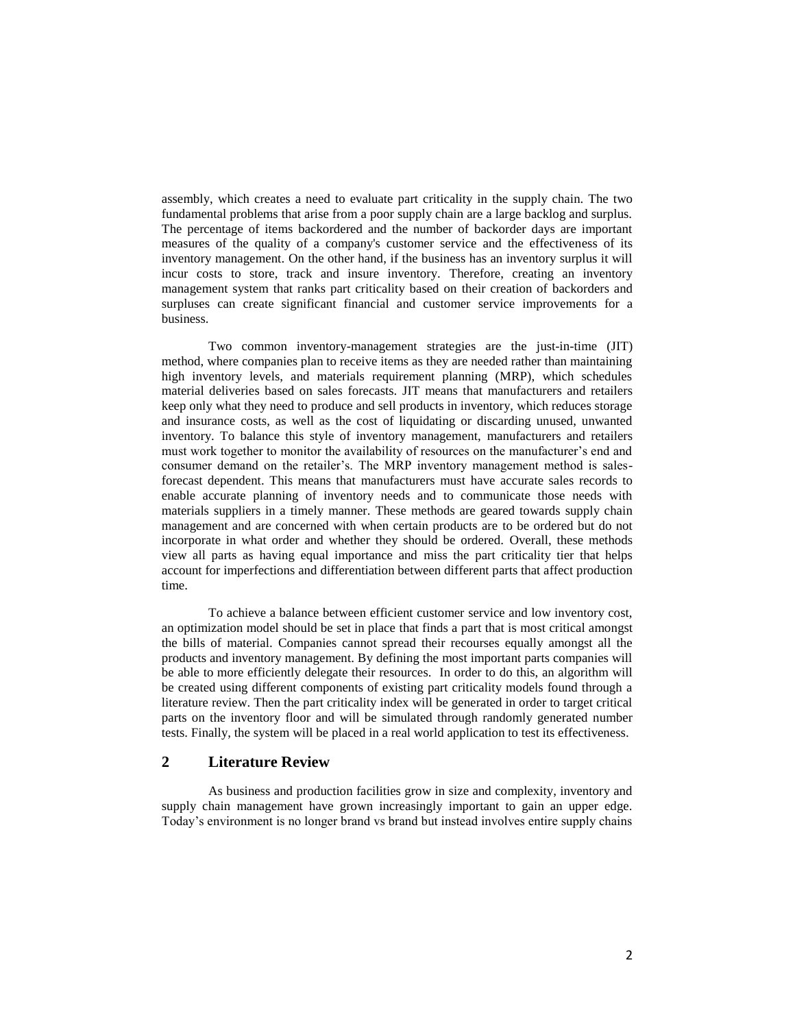assembly, which creates a need to evaluate part criticality in the supply chain. The two fundamental problems that arise from a poor supply chain are a large backlog and surplus. The percentage of items backordered and the number of backorder days are important measures of the quality of a company's customer service and the effectiveness of its inventory management. On the other hand, if the business has an inventory surplus it will incur costs to store, track and insure inventory. Therefore, creating an inventory management system that ranks part criticality based on their creation of backorders and surpluses can create significant financial and customer service improvements for a business.

Two common inventory-management strategies are the just-in-time (JIT) method, where companies plan to receive items as they are needed rather than maintaining high inventory levels, and materials requirement planning (MRP), which schedules material deliveries based on sales forecasts. JIT means that manufacturers and retailers keep only what they need to produce and sell products in inventory, which reduces storage and insurance costs, as well as the cost of liquidating or discarding unused, unwanted inventory. To balance this style of inventory management, manufacturers and retailers must work together to monitor the availability of resources on the manufacturer's end and consumer demand on the retailer's. The MRP inventory management method is sales-forecast dependent. This means that manufacturers must have accurate sales records to enable accurate planning of inventory needs and to communicate those needs with materials suppliers in a timely manner. These methods are geared towards supply chain management and are concerned with when certain products are to be ordered but do not incorporate in what order and whether they should be ordered. Overall, these methods view all parts as having equal importance and miss the part criticality tier that helps account for imperfections and differentiation between different parts that affect production time.

To achieve a balance between efficient customer service and low inventory cost, an optimization model should be set in place that finds a part that is most critical amongst the bills of material. Companies cannot spread their recourses equally amongst all the products and inventory management. By defining the most important parts companies will be able to more efficiently delegate their resources. In order to do this, an algorithm will be created using different components of existing part criticality models found through a literature review. Then the part criticality index will be generated in order to target critical parts on the inventory floor and will be simulated through randomly generated number tests. Finally, the system will be placed in a real world application to test its effectiveness.

## 2 Literature Review

As business and production facilities grow in size and complexity, inventory and supply chain management have grown increasingly important to gain an upper edge. Today's environment is no longer brand vs brand but instead involves entire supply chains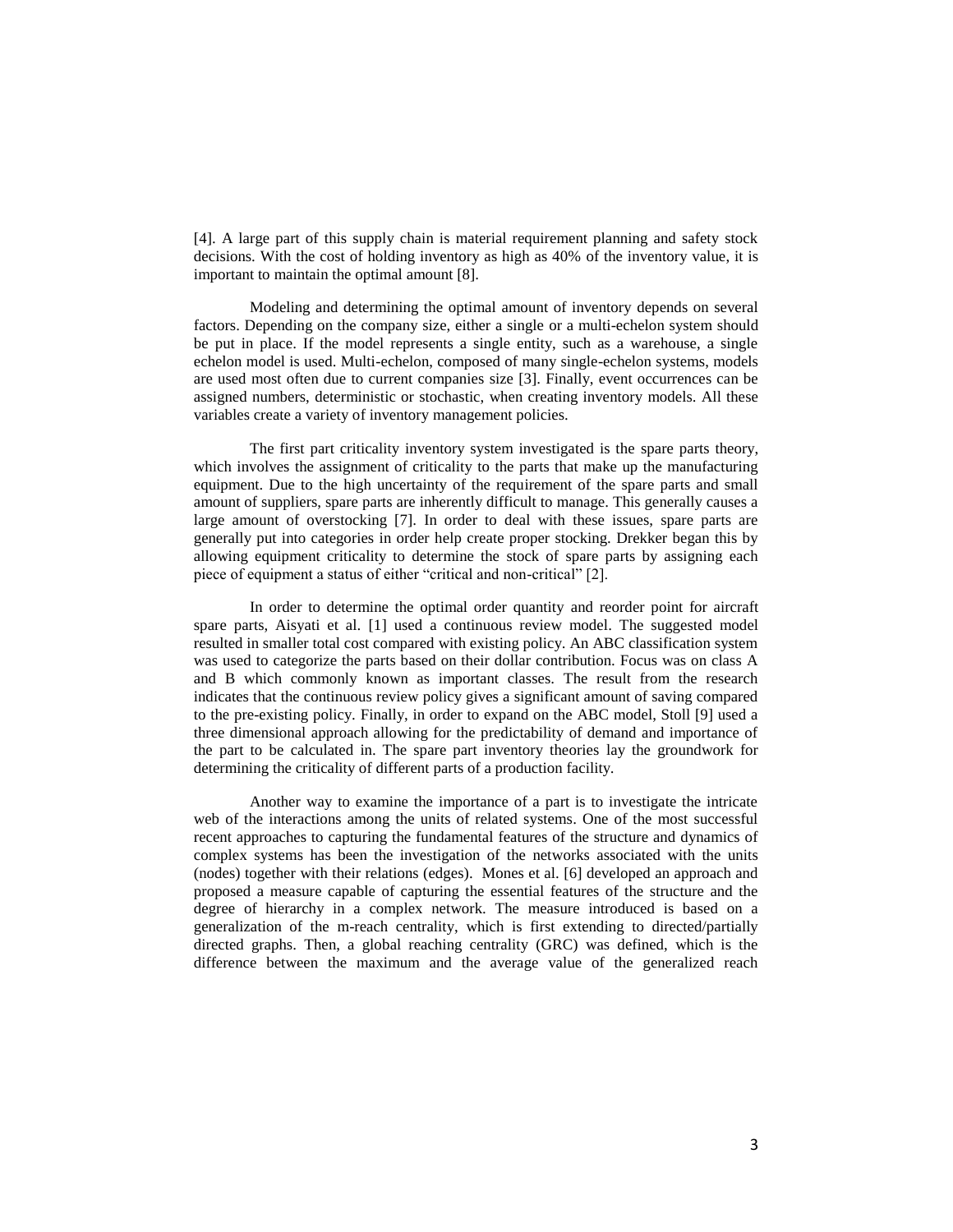[4]. A large part of this supply chain is material requirement planning and safety stock decisions. With the cost of holding inventory as high as 40% of the inventory value, it is important to maintain the optimal amount [8].

Modeling and determining the optimal amount of inventory depends on several factors. Depending on the company size, either a single or a multi-echelon system should be put in place. If the model represents a single entity, such as a warehouse, a single echelon model is used. Multi-echelon, composed of many single-echelon systems, models are used most often due to current companies size [3]. Finally, event occurrences can be assigned numbers, deterministic or stochastic, when creating inventory models. All these variables create a variety of inventory management policies.

The first part criticality inventory system investigated is the spare parts theory, which involves the assignment of criticality to the parts that make up the manufacturing equipment. Due to the high uncertainty of the requirement of the spare parts and small amount of suppliers, spare parts are inherently difficult to manage. This generally causes a large amount of overstocking [7]. In order to deal with these issues, spare parts are generally put into categories in order help create proper stocking. Drekker began this by allowing equipment criticality to determine the stock of spare parts by assigning each piece of equipment a status of either "critical and non-critical" [2].

In order to determine the optimal order quantity and reorder point for aircraft spare parts, Aisyati et al. [1] used a continuous review model. The suggested model resulted in smaller total cost compared with existing policy. An ABC classification system was used to categorize the parts based on their dollar contribution. Focus was on class A and B which commonly known as important classes. The result from the research indicates that the continuous review policy gives a significant amount of saving compared to the pre-existing policy. Finally, in order to expand on the ABC model, Stoll [9] used a three dimensional approach allowing for the predictability of demand and importance of the part to be calculated in. The spare part inventory theories lay the groundwork for determining the criticality of different parts of a production facility.

Another way to examine the importance of a part is to investigate the intricate web of the interactions among the units of related systems. One of the most successful recent approaches to capturing the fundamental features of the structure and dynamics of complex systems has been the investigation of the networks associated with the units (nodes) together with their relations (edges). Mones et al. [6] developed an approach and proposed a measure capable of capturing the essential features of the structure and the degree of hierarchy in a complex network. The measure introduced is based on a generalization of the m-reach centrality, which is first extending to directed/partially directed graphs. Then, a global reaching centrality (GRC) was defined, which is the difference between the maximum and the average value of the generalized reach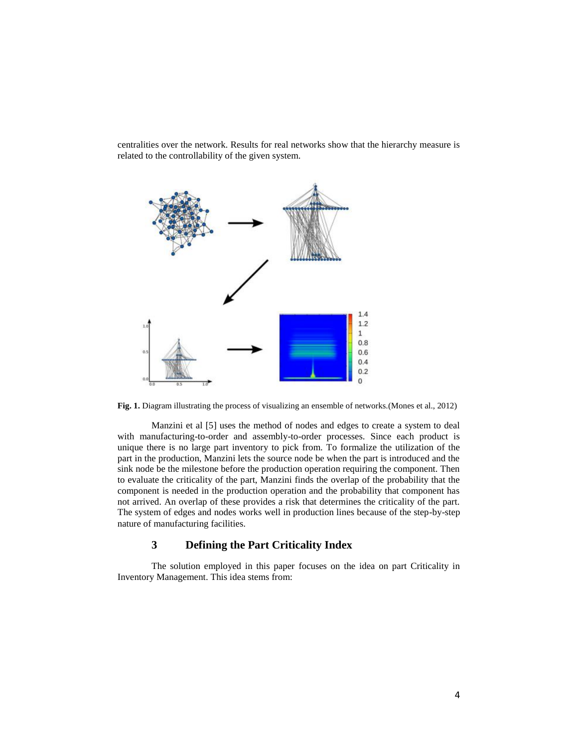centralities over the network. Results for real networks show that the hierarchy measure is related to the controllability of the given system.

**Fig. 1.** Diagram illustrating the process of visualizing an ensemble of networks.(Mones et al., 2012)

Manzini et al [5] uses the method of nodes and edges to create a system to deal with manufacturing-to-order and assembly-to-order processes. Since each product is unique there is no large part inventory to pick from. To formalize the utilization of the part in the production, Manzini lets the source node be when the part is introduced and the sink node be the milestone before the production operation requiring the component. Then to evaluate the criticality of the part, Manzini finds the overlap of the probability that the component is needed in the production operation and the probability that component has not arrived. An overlap of these provides a risk that determines the criticality of the part. The system of edges and nodes works well in production lines because of the step-by-step nature of manufacturing facilities.

## 3 Defining the Part Criticality Index

The solution employed in this paper focuses on the idea on part Criticality in Inventory Management. This idea stems from: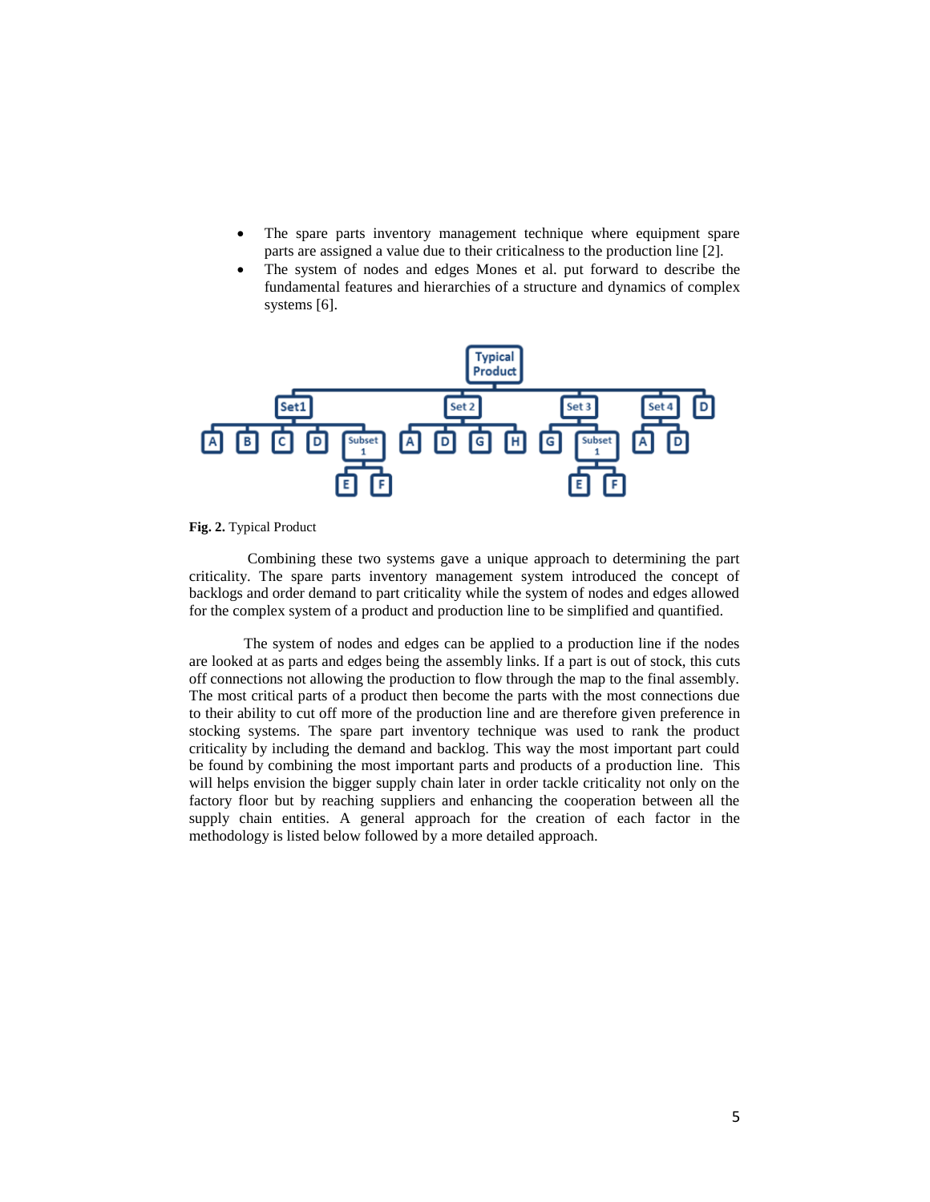- The spare parts inventory management technique where equipment spare parts are assigned a value due to their criticalness to the production line [2].
- The system of nodes and edges Mones et al. put forward to describe the fundamental features and hierarchies of a structure and dynamics of complex systems [6].

**Fig. 2.** Typical Product

Combining these two systems gave a unique approach to determining the part criticality. The spare parts inventory management system introduced the concept of backlogs and order demand to part criticality while the system of nodes and edges allowed for the complex system of a product and production line to be simplified and quantified.

The system of nodes and edges can be applied to a production line if the nodes are looked at as parts and edges being the assembly links. If a part is out of stock, this cuts off connections not allowing the production to flow through the map to the final assembly. The most critical parts of a product then become the parts with the most connections due to their ability to cut off more of the production line and are therefore given preference in stocking systems. The spare part inventory technique was used to rank the product criticality by including the demand and backlog. This way the most important part could be found by combining the most important parts and products of a production line. This will helps envision the bigger supply chain later in order tackle criticality not only on the factory floor but by reaching suppliers and enhancing the cooperation between all the supply chain entities. A general approach for the creation of each factor in the methodology is listed below followed by a more detailed approach.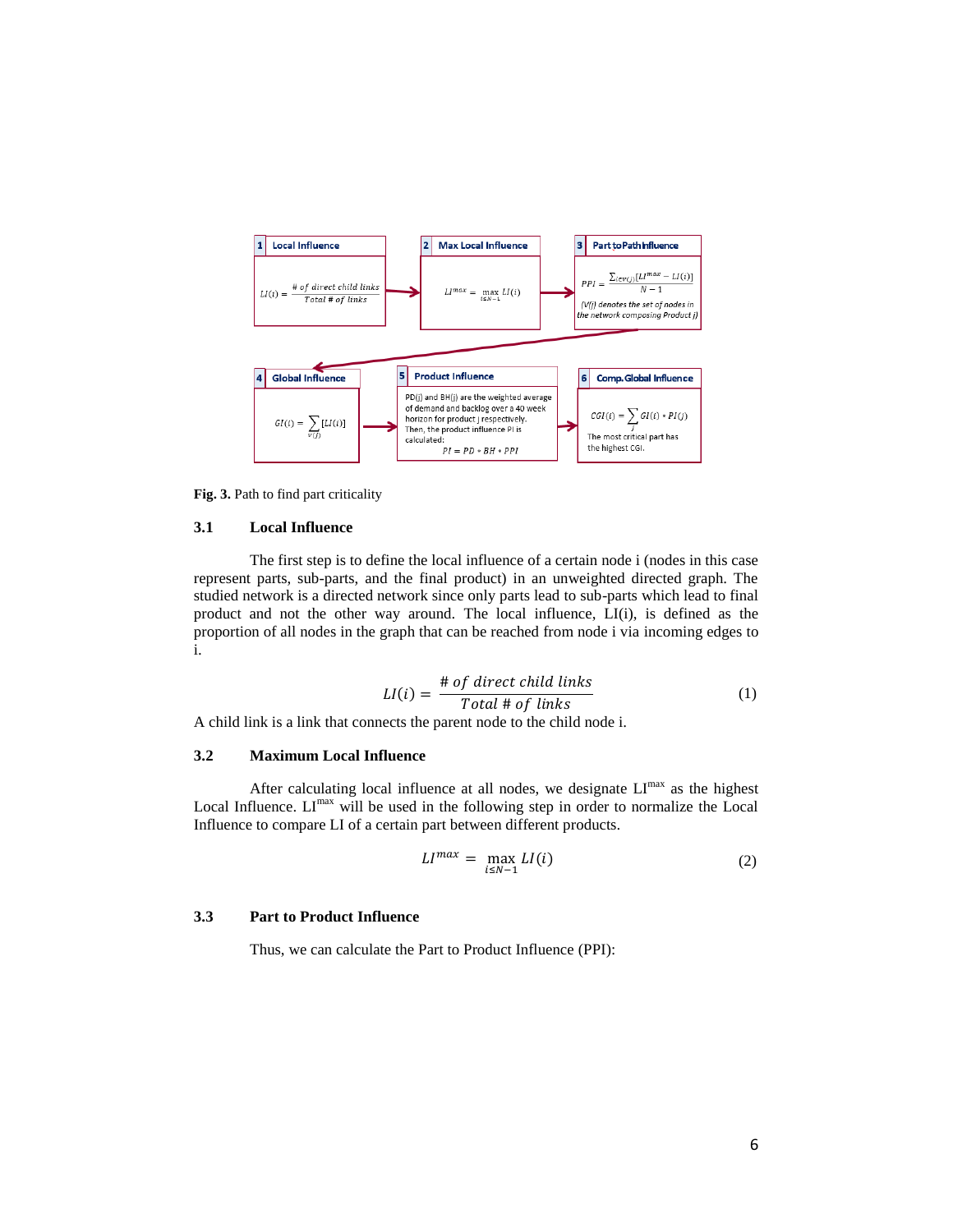Fig. 3. Path to find part criticality

### 3.1 Local Influence

The first step is to define the local influence of a certain node i (nodes in this case represent parts, sub-parts, and the final product) in an unweighted directed graph. The studied network is a directed network since only parts lead to sub-parts which lead to final product and not the other way around. The local influence, LI(i), is defined as the proportion of all nodes in the graph that can be reached from node i via incoming edges to i.

$$LI(i) = \frac{\#\ of\ direct\ child\ links}{Total\ \#\ of\ links} \tag{1}$$

A child link is a link that connects the parent node to the child node i.

### 3.2 Maximum Local Influence

After calculating local influence at all nodes, we designate $LI^{max}$ as the highest Local Influence. $LI^{max}$ will be used in the following step in order to normalize the Local Influence to compare LI of a certain part between different products.

$$LI^{max} = \max_{i \leq N-1} LI(i) \tag{2}$$

### 3.3 Part to Product Influence

Thus, we can calculate the Part to Product Influence (PPI):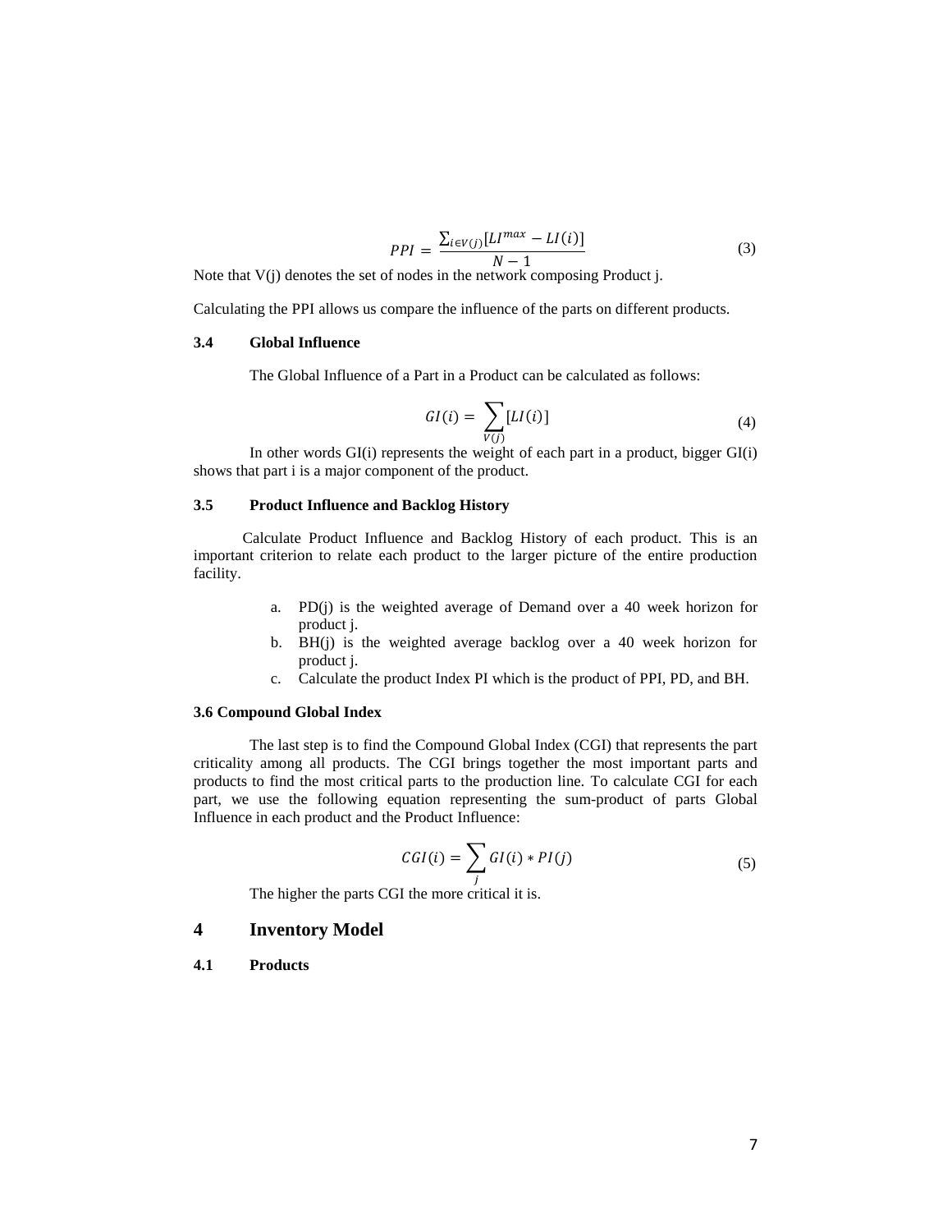$$PPI = \frac{\sum_{i \in V(j)}[LI^{max} - LI(i)]}{N-1} \tag{3}$$

Note that V(j) denotes the set of nodes in the network composing Product j.

Calculating the PPI allows us compare the influence of the parts on different products.

### 3.4 Global Influence

The Global Influence of a Part in a Product can be calculated as follows:

$$GI(i) = \sum_{V(j)}[LI(i)] \tag{4}$$

In other words GI(i) represents the weight of each part in a product, bigger GI(i) shows that part i is a major component of the product.

### 3.5 Product Influence and Backlog History

Calculate Product Influence and Backlog History of each product. This is an important criterion to relate each product to the larger picture of the entire production facility.

a. PD(j) is the weighted average of Demand over a 40 week horizon for product j.
b. BH(j) is the weighted average backlog over a 40 week horizon for product j.
c. Calculate the product Index PI which is the product of PPI, PD, and BH.

### 3.6 Compound Global Index

The last step is to find the Compound Global Index (CGI) that represents the part criticality among all products. The CGI brings together the most important parts and products to find the most critical parts to the production line. To calculate CGI for each part, we use the following equation representing the sum-product of parts Global Influence in each product and the Product Influence:

$$CGI(i) = \sum_{j} GI(i) * PI(j) \tag{5}$$

The higher the parts CGI the more critical it is.

## 4 Inventory Model

### 4.1 Products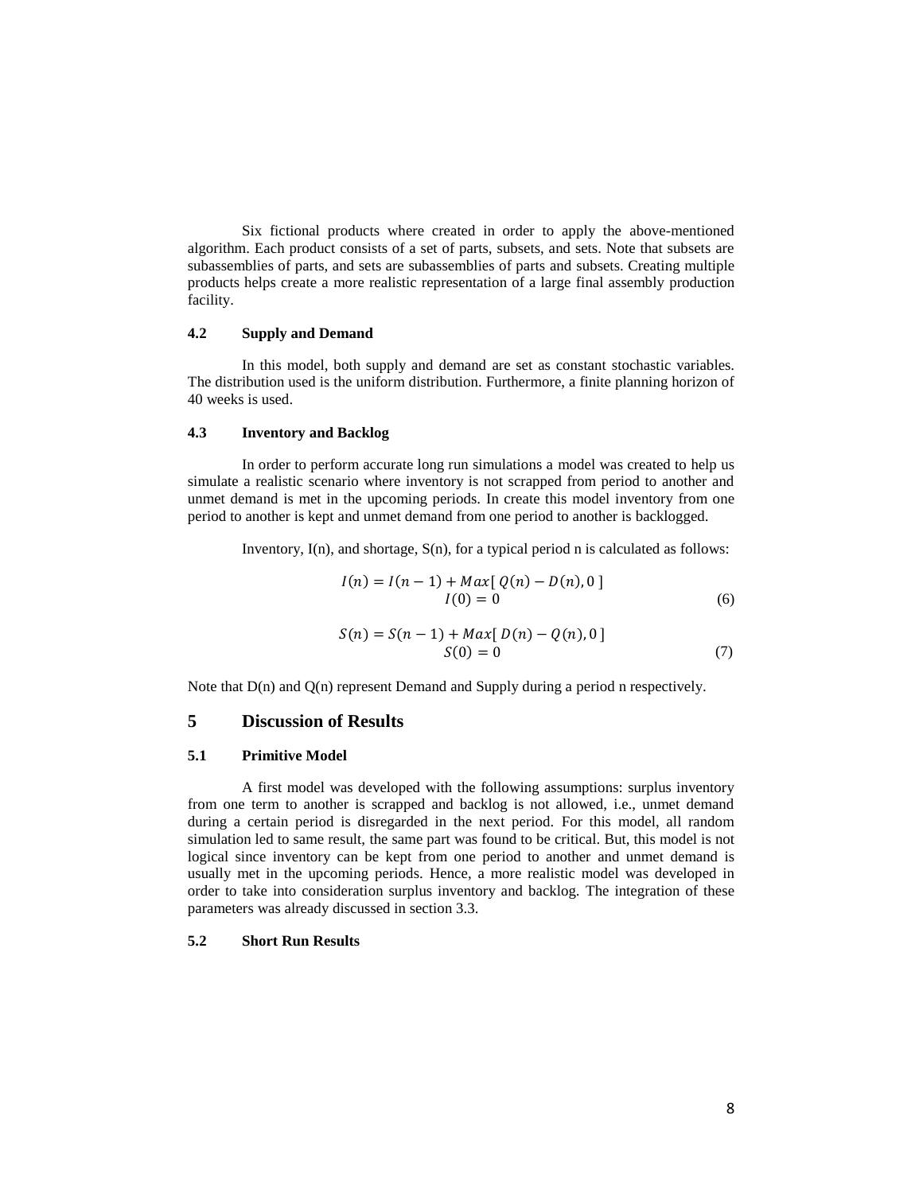Six fictional products where created in order to apply the above-mentioned algorithm. Each product consists of a set of parts, subsets, and sets. Note that subsets are subassemblies of parts, and sets are subassemblies of parts and subsets. Creating multiple products helps create a more realistic representation of a large final assembly production facility.

### 4.2 Supply and Demand

In this model, both supply and demand are set as constant stochastic variables. The distribution used is the uniform distribution. Furthermore, a finite planning horizon of 40 weeks is used.

### 4.3 Inventory and Backlog

In order to perform accurate long run simulations a model was created to help us simulate a realistic scenario where inventory is not scrapped from period to another and unmet demand is met in the upcoming periods. In create this model inventory from one period to another is kept and unmet demand from one period to another is backlogged.

Inventory, I(n), and shortage, S(n), for a typical period n is calculated as follows:

$$I(n) = I(n-1) + Max[\, Q(n) - D(n), 0 \,]$$
$$I(0) = 0 \tag{6}$$

$$S(n) = S(n-1) + Max[\, D(n) - Q(n), 0 \,]$$
$$S(0) = 0 \tag{7}$$

Note that D(n) and Q(n) represent Demand and Supply during a period n respectively.

## 5 Discussion of Results

### 5.1 Primitive Model

A first model was developed with the following assumptions: surplus inventory from one term to another is scrapped and backlog is not allowed, i.e., unmet demand during a certain period is disregarded in the next period. For this model, all random simulation led to same result, the same part was found to be critical. But, this model is not logical since inventory can be kept from one period to another and unmet demand is usually met in the upcoming periods. Hence, a more realistic model was developed in order to take into consideration surplus inventory and backlog. The integration of these parameters was already discussed in section 3.3.

### 5.2 Short Run Results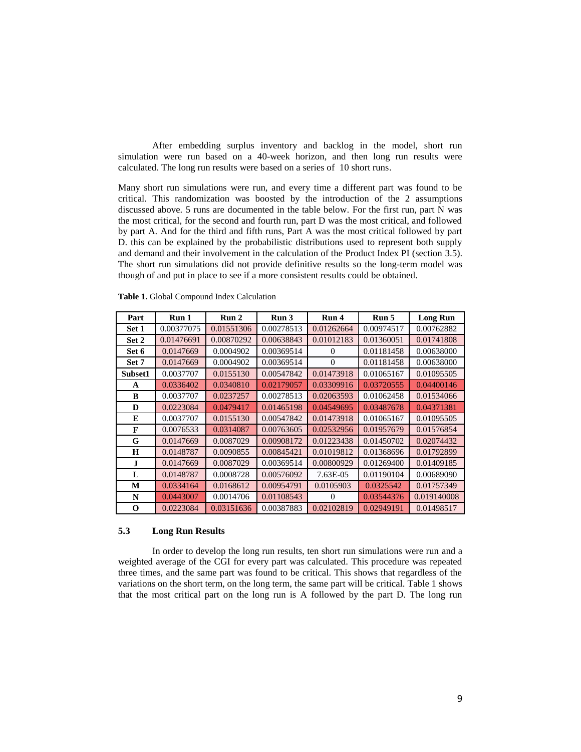After embedding surplus inventory and backlog in the model, short run simulation were run based on a 40-week horizon, and then long run results were calculated. The long run results were based on a series of 10 short runs.

Many short run simulations were run, and every time a different part was found to be critical. This randomization was boosted by the introduction of the 2 assumptions discussed above. 5 runs are documented in the table below. For the first run, part N was the most critical, for the second and fourth run, part D was the most critical, and followed by part A. And for the third and fifth runs, Part A was the most critical followed by part D. this can be explained by the probabilistic distributions used to represent both supply and demand and their involvement in the calculation of the Product Index PI (section 3.5). The short run simulations did not provide definitive results so the long-term model was though of and put in place to see if a more consistent results could be obtained.

**Table 1.** Global Compound Index Calculation

| Part | Run 1 | Run 2 | Run 3 | Run 4 | Run 5 | Long Run |
|---|---|---|---|---|---|---|
| **Set 1** | 0.00377075 | 0.01551306 | 0.00278513 | 0.01262664 | 0.00974517 | 0.00762882 |
| **Set 2** | 0.01476691 | 0.00870292 | 0.00638843 | 0.01012183 | 0.01360051 | 0.01741808 |
| **Set 6** | 0.0147669 | 0.0004902 | 0.00369514 | 0 | 0.01181458 | 0.00638000 |
| **Set 7** | 0.0147669 | 0.0004902 | 0.00369514 | 0 | 0.01181458 | 0.00638000 |
| **Subset1** | 0.0037707 | 0.0155130 | 0.00547842 | 0.01473918 | 0.01065167 | 0.01095505 |
| **A** | 0.0336402 | 0.0340810 | 0.02179057 | 0.03309916 | 0.03720555 | 0.04400146 |
| **B** | 0.0037707 | 0.0237257 | 0.00278513 | 0.02063593 | 0.01062458 | 0.01534066 |
| **D** | 0.0223084 | 0.0479417 | 0.01465198 | 0.04549695 | 0.03487678 | 0.04371381 |
| **E** | 0.0037707 | 0.0155130 | 0.00547842 | 0.01473918 | 0.01065167 | 0.01095505 |
| **F** | 0.0076533 | 0.0314087 | 0.00763605 | 0.02532956 | 0.01957679 | 0.01576854 |
| **G** | 0.0147669 | 0.0087029 | 0.00908172 | 0.01223438 | 0.01450702 | 0.02074432 |
| **H** | 0.0148787 | 0.0090855 | 0.00845421 | 0.01019812 | 0.01368696 | 0.01792899 |
| **J** | 0.0147669 | 0.0087029 | 0.00369514 | 0.00800929 | 0.01269400 | 0.01409185 |
| **L** | 0.0148787 | 0.0008728 | 0.00576092 | 7.63E-05 | 0.01190104 | 0.00689090 |
| **M** | 0.0334164 | 0.0168612 | 0.00954791 | 0.0105903 | 0.0325542 | 0.01757349 |
| **N** | 0.0443007 | 0.0014706 | 0.01108543 | 0 | 0.03544376 | 0.019140008 |
| **O** | 0.0223084 | 0.03151636 | 0.00387883 | 0.02102819 | 0.02949191 | 0.01498517 |

### 5.3 Long Run Results

In order to develop the long run results, ten short run simulations were run and a weighted average of the CGI for every part was calculated. This procedure was repeated three times, and the same part was found to be critical. This shows that regardless of the variations on the short term, on the long term, the same part will be critical. Table 1 shows that the most critical part on the long run is A followed by the part D. The long run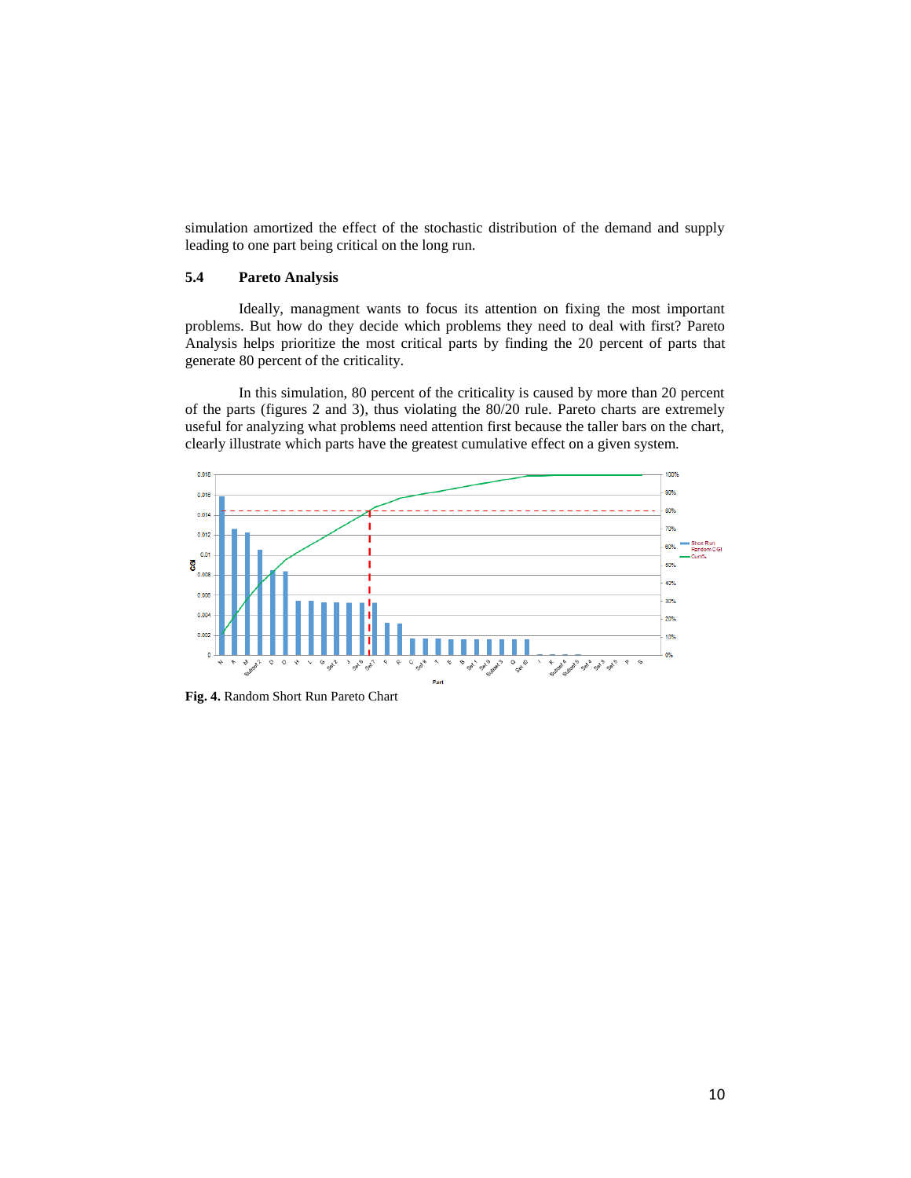simulation amortized the effect of the stochastic distribution of the demand and supply leading to one part being critical on the long run.

### 5.4 Pareto Analysis

Ideally, managment wants to focus its attention on fixing the most important problems. But how do they decide which problems they need to deal with first? Pareto Analysis helps prioritize the most critical parts by finding the 20 percent of parts that generate 80 percent of the criticality.

In this simulation, 80 percent of the criticality is caused by more than 20 percent of the parts (figures 2 and 3), thus violating the 80/20 rule. Pareto charts are extremely useful for analyzing what problems need attention first because the taller bars on the chart, clearly illustrate which parts have the greatest cumulative effect on a given system.

**Fig. 4.** Random Short Run Pareto Chart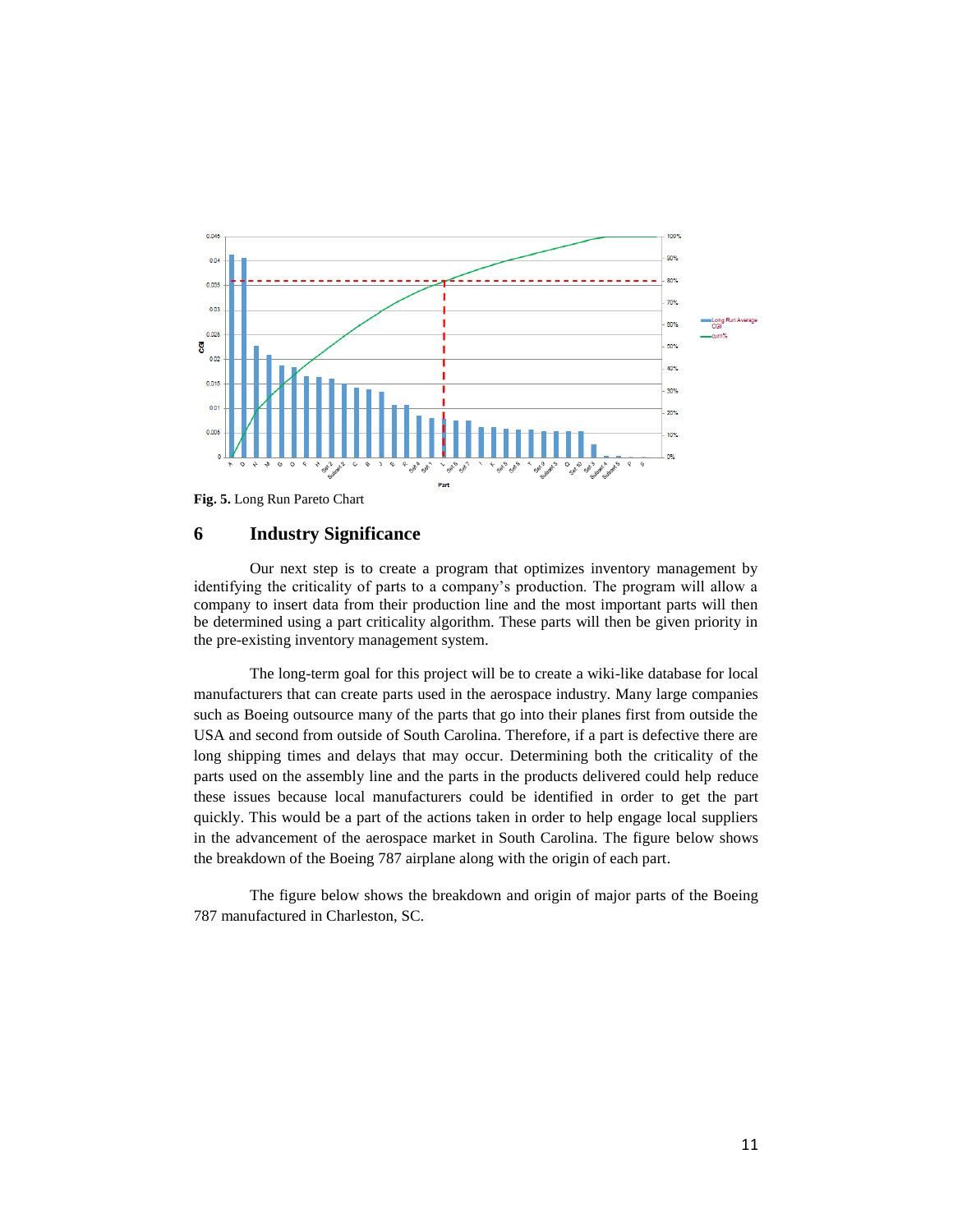Fig. 5. Long Run Pareto Chart

## 6 Industry Significance

Our next step is to create a program that optimizes inventory management by identifying the criticality of parts to a company's production. The program will allow a company to insert data from their production line and the most important parts will then be determined using a part criticality algorithm. These parts will then be given priority in the pre-existing inventory management system.

The long-term goal for this project will be to create a wiki-like database for local manufacturers that can create parts used in the aerospace industry. Many large companies such as Boeing outsource many of the parts that go into their planes first from outside the USA and second from outside of South Carolina. Therefore, if a part is defective there are long shipping times and delays that may occur. Determining both the criticality of the parts used on the assembly line and the parts in the products delivered could help reduce these issues because local manufacturers could be identified in order to get the part quickly. This would be a part of the actions taken in order to help engage local suppliers in the advancement of the aerospace market in South Carolina. The figure below shows the breakdown of the Boeing 787 airplane along with the origin of each part.

The figure below shows the breakdown and origin of major parts of the Boeing 787 manufactured in Charleston, SC.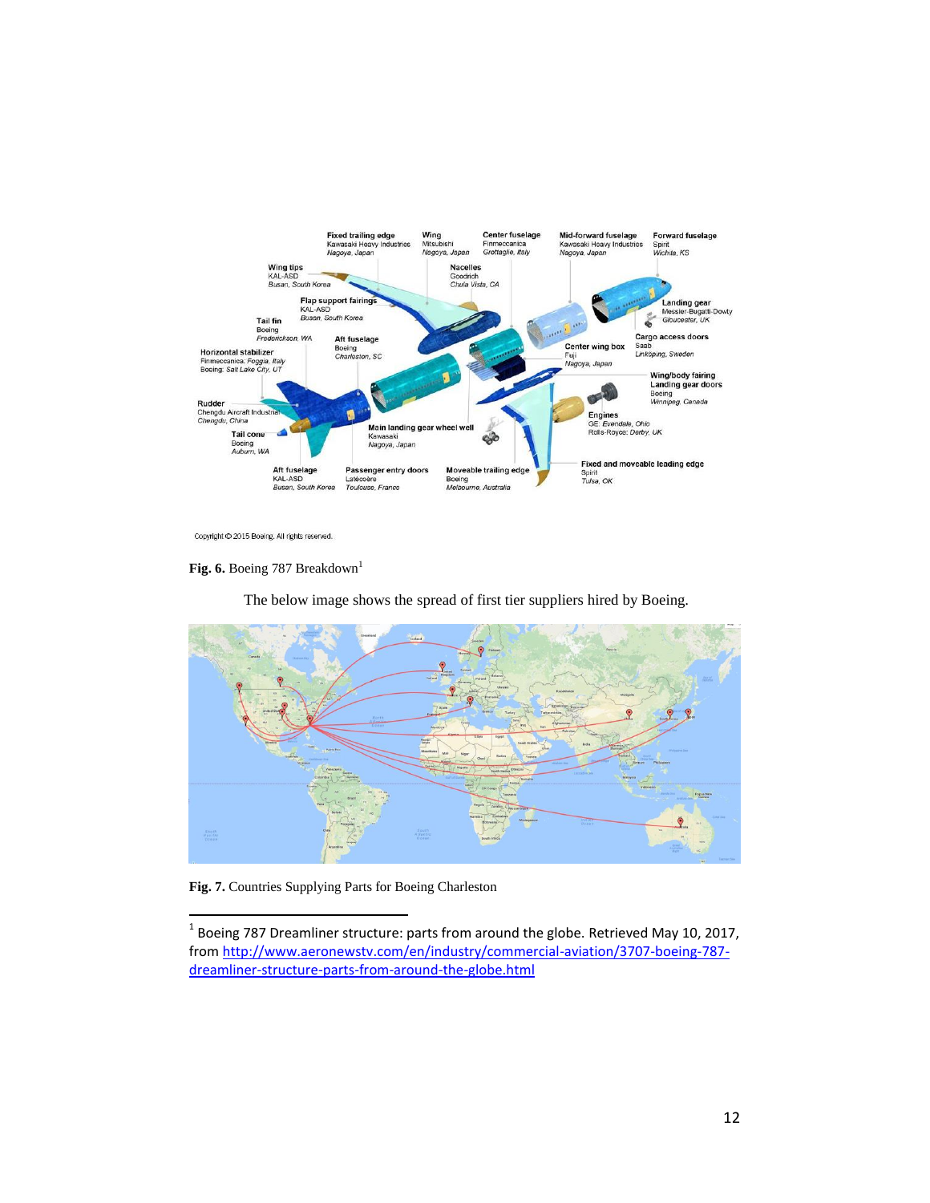Fixed trailing edge
Kawasaki Heavy Industries
Nagoya, Japan

Wing
Mitsubishi
Nagoya, Japan

Center fuselage
Finmeccanica
Grottaglie, Italy

Mid-forward fuselage
Kawasaki Heavy Industries
Nagoya, Japan

Forward fuselage
Spirit
Wichita, KS

Wing tips
KAL-ASD
Busan, South Korea

Nacelles
Goodrich
Chula Vista, CA

Flap support fairings
KAL-ASD
Busan, South Korea

Landing gear
Messier-Bugatti-Dowty
Gloucester, UK

Tail fin
Boeing
Frederickson, WA

Aft fuselage
Boeing
Charleston, SC

Cargo access doors
Saab
Linköping, Sweden

Center wing box
Fuji
Nagoya, Japan

Horizontal stabilizer
Finmeccanica: Foggia, Italy
Boeing: Salt Lake City, UT

Wing/body fairing
Landing gear doors
Boeing
Winnipeg, Canada

Rudder
Chengdu Aircraft Industrial
Chengdu, China

Engines
GE: Evendale, Ohio
Rolls-Royce: Derby, UK

Main landing gear wheel well
Kawasaki
Nagoya, Japan

Tail cone
Boeing
Auburn, WA

Fixed and moveable leading edge
Spirit
Tulsa, OK

Aft fuselage
KAL-ASD
Busan, South Korea

Passenger entry doors
Latécoère
Toulouse, France

Moveable trailing edge
Boeing
Melbourne, Australia

Copyright © 2015 Boeing. All rights reserved.

**Fig. 6.** Boeing 787 Breakdown[1]

The below image shows the spread of first tier suppliers hired by Boeing.

**Fig. 7.** Countries Supplying Parts for Boeing Charleston

[1] Boeing 787 Dreamliner structure: parts from around the globe. Retrieved May 10, 2017, from http://www.aeronewstv.com/en/industry/commercial-aviation/3707-boeing-787-dreamliner-structure-parts-from-around-the-globe.html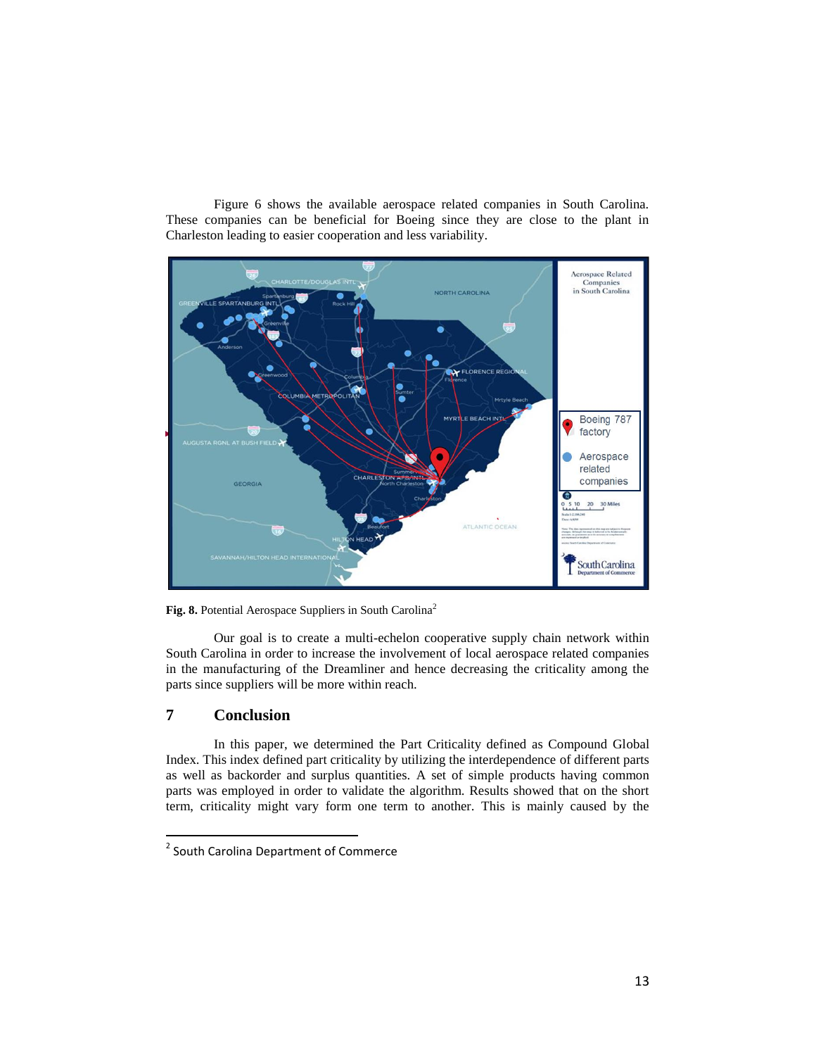Figure 6 shows the available aerospace related companies in South Carolina. These companies can be beneficial for Boeing since they are close to the plant in Charleston leading to easier cooperation and less variability.

**Fig. 8.** Potential Aerospace Suppliers in South Carolina[2]

Our goal is to create a multi-echelon cooperative supply chain network within South Carolina in order to increase the involvement of local aerospace related companies in the manufacturing of the Dreamliner and hence decreasing the criticality among the parts since suppliers will be more within reach.

## 7 Conclusion

In this paper, we determined the Part Criticality defined as Compound Global Index. This index defined part criticality by utilizing the interdependence of different parts as well as backorder and surplus quantities. A set of simple products having common parts was employed in order to validate the algorithm. Results showed that on the short term, criticality might vary form one term to another. This is mainly caused by the

---

[2] South Carolina Department of Commerce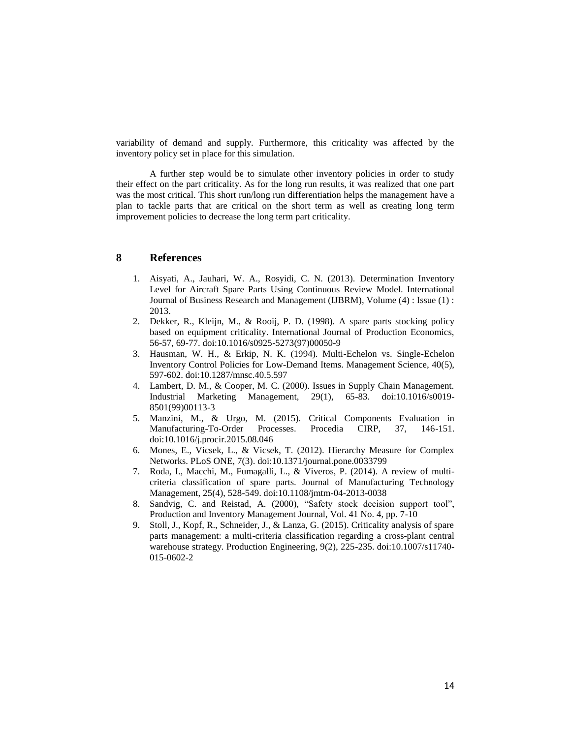variability of demand and supply. Furthermore, this criticality was affected by the inventory policy set in place for this simulation.

A further step would be to simulate other inventory policies in order to study their effect on the part criticality. As for the long run results, it was realized that one part was the most critical. This short run/long run differentiation helps the management have a plan to tackle parts that are critical on the short term as well as creating long term improvement policies to decrease the long term part criticality.

## 8 References

1. Aisyati, A., Jauhari, W. A., Rosyidi, C. N. (2013). Determination Inventory Level for Aircraft Spare Parts Using Continuous Review Model. International Journal of Business Research and Management (IJBRM), Volume (4) : Issue (1) : 2013.
2. Dekker, R., Kleijn, M., & Rooij, P. D. (1998). A spare parts stocking policy based on equipment criticality. International Journal of Production Economics, 56-57, 69-77. doi:10.1016/s0925-5273(97)00050-9
3. Hausman, W. H., & Erkip, N. K. (1994). Multi-Echelon vs. Single-Echelon Inventory Control Policies for Low-Demand Items. Management Science, 40(5), 597-602. doi:10.1287/mnsc.40.5.597
4. Lambert, D. M., & Cooper, M. C. (2000). Issues in Supply Chain Management. Industrial Marketing Management, 29(1), 65-83. doi:10.1016/s0019-8501(99)00113-3
5. Manzini, M., & Urgo, M. (2015). Critical Components Evaluation in Manufacturing-To-Order Processes. Procedia CIRP, 37, 146-151. doi:10.1016/j.procir.2015.08.046
6. Mones, E., Vicsek, L., & Vicsek, T. (2012). Hierarchy Measure for Complex Networks. PLoS ONE, 7(3). doi:10.1371/journal.pone.0033799
7. Roda, I., Macchi, M., Fumagalli, L., & Viveros, P. (2014). A review of multi-criteria classification of spare parts. Journal of Manufacturing Technology Management, 25(4), 528-549. doi:10.1108/jmtm-04-2013-0038
8. Sandvig, C. and Reistad, A. (2000), “Safety stock decision support tool”, Production and Inventory Management Journal, Vol. 41 No. 4, pp. 7-10
9. Stoll, J., Kopf, R., Schneider, J., & Lanza, G. (2015). Criticality analysis of spare parts management: a multi-criteria classification regarding a cross-plant central warehouse strategy. Production Engineering, 9(2), 225-235. doi:10.1007/s11740-015-0602-2